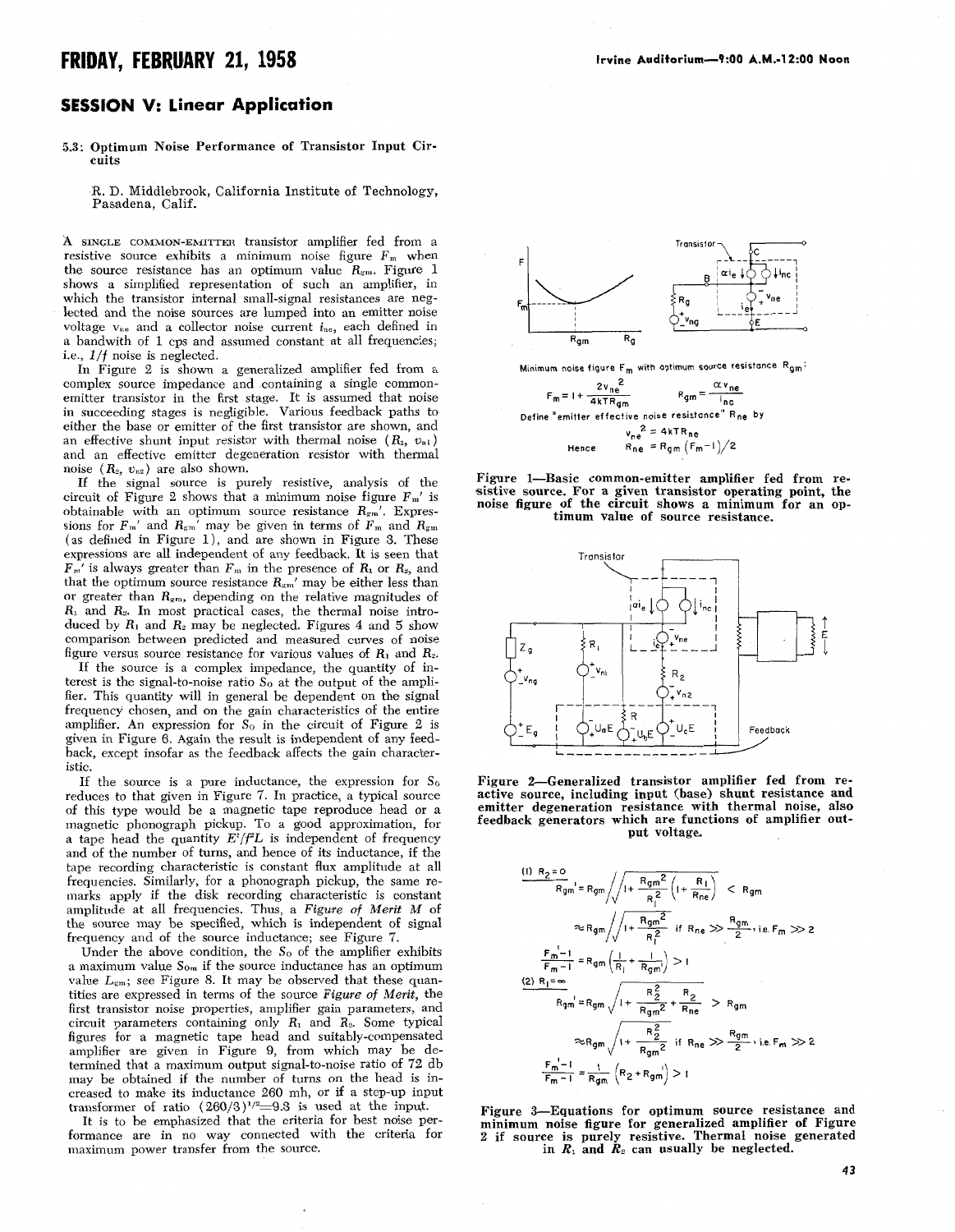## SESSION V: Linear Application

### 5.3: Optimum Noise Performance of Transistor Input Circuits

R. D. Middlebrook, California Institute of Technology, Pasadena, Calif.

A SINGLE COMMON-EMITTER transistor amplifier fed from a resistive source exhibits a minimum noise figure $F_m$ when the source resistance has an optimum value $R_{gm}$. Figure 1 shows a simplified representation of such an amplifier, in which the transistor internal small-signal resistances are neglected and the noise sources are lumped into an emitter noise voltage $v_{ne}$ and a collector noise current $i_{nc}$, each defined in a bandwidth of 1 cps and assumed constant at all frequencies; i.e., $1/f$ noise is neglected.

In Figure 2 is shown a generalized amplifier fed from a complex source impedance and containing a single common-emitter transistor in the first stage. It is assumed that noise in succeeding stages is negligible. Various feedback paths to either the base or emitter of the first transistor are shown, and an effective shunt input resistor with thermal noise ($R_1$, $v_{n1}$) and an effective emitter degeneration resistor with thermal noise ($R_2$, $v_{n2}$) are also shown.

If the signal source is purely resistive, analysis of the circuit of Figure 2 shows that a minimum noise figure $F_m'$ is obtainable with an optimum source resistance $R_{gm}'$. Expressions for $F_m'$ and $R_{gm}'$ may be given in terms of $F_m$ and $R_{gm}$ (as defined in Figure 1), and are shown in Figure 3. These expressions are all independent of any feedback. It is seen that $F_m'$ is always greater than $F_m$ in the presence of $R_1$ or $R_2$, and that the optimum source resistance $R_{gm}'$ may be either less than or greater than $R_{gm}$, depending on the relative magnitudes of $R_1$ and $R_2$. In most practical cases, the thermal noise introduced by $R_1$ and $R_2$ may be neglected. Figures 4 and 5 show comparison between predicted and measured curves of noise figure versus source resistance for various values of $R_1$ and $R_2$.

If the source is a complex impedance, the quantity of interest is the signal-to-noise ratio $S_0$ at the output of the amplifier. This quantity will in general be dependent on the signal frequency chosen, and on the gain characteristics of the entire amplifier. An expression for $S_0$ in the circuit of Figure 2 is given in Figure 6. Again the result is independent of any feedback, except insofar as the feedback affects the gain characteristic.

If the source is a pure inductance, the expression for $S_0$ reduces to that given in Figure 7. In practice, a typical source of this type would be a magnetic tape reproduce head or a magnetic phonograph pickup. To a good approximation, for a tape head the quantity $E^2/f^2L$ is independent of frequency and of the number of turns, and hence of its inductance, if the tape recording characteristic is constant flux amplitude at all frequencies. Similarly, for a phonograph pickup, the same remarks apply if the disk recording characteristic is constant amplitude at all frequencies. Thus, a *Figure of Merit* $M$ of the source may be specified, which is independent of signal frequency and of the source inductance; see Figure 7.

Under the above condition, the $S_0$ of the amplifier exhibits a maximum value $S_{0m}$ if the source inductance has an optimum value $L_{gm}$; see Figure 8. It may be observed that these quantities are expressed in terms of the source *Figure of Merit*, the first transistor noise properties, amplifier gain parameters, and circuit parameters containing only $R_1$ and $R_2$. Some typical figures for a magnetic tape head and suitably-compensated amplifier are given in Figure 9, from which may be determined that a maximum output signal-to-noise ratio of 72 db may be obtained if the number of turns on the head is increased to make its inductance 260 mh, or if a step-up input transformer of ratio $(260/3)^{1/2}=9.3$ is used at the input.

It is to be emphasized that the criteria for best noise performance are in no way connected with the criteria for maximum power transfer from the source.

Minimum noise figure $F_m$ with optimum source resistance $R_{gm}$:

$$F_m = 1 + \frac{2v_{ne}^2}{4kTR_{gm}} \qquad R_{gm} = \frac{\alpha v_{ne}}{i_{nc}}$$

Define "emitter effective noise resistance" $R_{ne}$ by

$$v_{ne}^2 = 4kTR_{ne}$$

Hence $\quad R_{ne} = R_{gm}(F_m - 1)/2$

Figure 1—Basic common-emitter amplifier fed from resistive source. For a given transistor operating point, the noise figure of the circuit shows a minimum for an optimum value of source resistance.

Figure 2—Generalized transistor amplifier fed from reactive source, including input (base) shunt resistance and emitter degeneration resistance with thermal noise, also feedback generators which are functions of amplifier output voltage.

(1) $R_2 = 0$

$$R_{gm}' = R_{gm} \Big/ \sqrt{1 + \frac{R_{gm}^2}{R_1^2}\left(1 + \frac{R_1}{R_{ne}}\right)} < R_{gm}$$

$$\approx R_{gm} \Big/ \sqrt{1 + \frac{R_{gm}^2}{R_1^2}} \quad \text{if } R_{ne} \gg \frac{R_{gm}}{2}, \text{ i.e. } F_m \gg 2$$

$$\frac{F_m' - 1}{F_m - 1} = R_{gm}\left(\frac{1}{R_1} + \frac{1}{R_{gm}'}\right) > 1$$

(2) $R_1 = \infty$

$$R_{gm}' = R_{gm} \sqrt{1 + \frac{R_2^2}{R_{gm}^2} + \frac{R_2}{R_{ne}}} > R_{gm}$$

$$\approx R_{gm} \sqrt{1 + \frac{R_2^2}{R_{gm}^2}} \quad \text{if } R_{ne} \gg \frac{R_{gm}}{2}, \text{ i.e. } F_m \gg 2$$

$$\frac{F_m' - 1}{F_m - 1} = \frac{1}{R_{gm}}\left(R_2 + R_{gm}'\right) > 1$$

Figure 3—Equations for optimum source resistance and minimum noise figure for generalized amplifier of Figure 2 if source is purely resistive. Thermal noise generated in $R_1$ and $R_2$ can usually be neglected.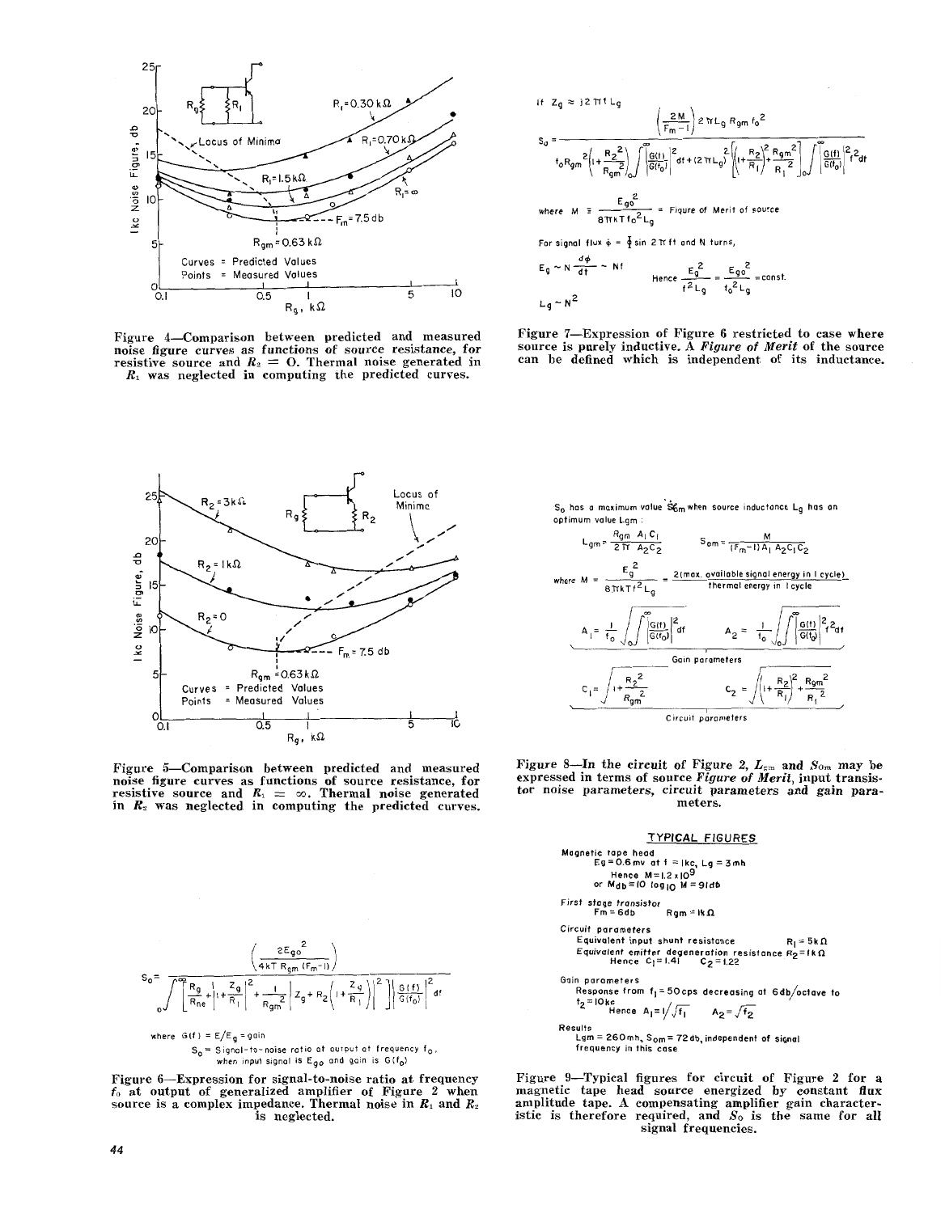25

20

1 kc Noise Figure, db

15

10

5

0

$R_g$

$R_1$

$R_1 = 0.30\,k\Omega$

Locus of Minima

$R_1 = 0.70\,k\Omega$

$R_1 = 1.5\,k\Omega$

$R_1 = \infty$

$F_m = 7.5$ db

$R_{gm} = 0.63\,k\Omega$

Curves = Predicted Values

Points = Measured Values

0.1 0.5 1 5 10

$R_g$, kΩ

Figure 4—Comparison between predicted and measured noise figure curves as functions of source resistance, for resistive source and $R_2 = 0$. Thermal noise generated in $R_1$ was neglected in computing the predicted curves.

25

20

1 kc Noise Figure, db

15

10

5

0

$R_2 = 3\,k\Omega$

$R_g$

$R_2$

Locus of Minima

$R_2 = 1\,k\Omega$

$R_2 = 0$

$F_m = 7.5$ db

$R_{gm} = 0.63\,k\Omega$

Curves = Predicted Values

Points = Measured Values

0.1 0.5 1 5 10

$R_g$, kΩ

Figure 5—Comparison between predicted and measured noise figure curves as functions of source resistance, for resistive source and $R_1 = \infty$. Thermal noise generated in $R_2$ was neglected in computing the predicted curves.

$$S_o = \frac{\left(\dfrac{2E_{go}^2}{4kT\,R_{gm}\,(F_m-1)}\right)}{\displaystyle\int_0^\infty \left[\frac{R_g}{R_{ne}}\left|1+\frac{Z_g}{R_1}\right|^2 + \frac{1}{R_{gm}^2}\left|Z_g + R_2\left(1+\frac{Z_g}{R_1}\right)\right|^2\right]\left|\frac{G(f)}{G(f_o)}\right|^2 df}$$

where $G(f) = E/E_g$ = gain

$S_o$ = Signal-to-noise ratio at output at frequency $f_o$, when input signal is $E_{go}$ and gain is $G(f_o)$

Figure 6—Expression for signal-to-noise ratio at frequency $f_o$ at output of generalized amplifier of Figure 2 when source is a complex impedance. Thermal noise in $R_1$ and $R_2$ is neglected.

If $Z_g \approx j2\pi f L_g$

$$S_o = \frac{\left(\dfrac{2M}{F_m-1}\right)2\pi L_g\,R_{gm}\,f_o^2}{f_o R_{gm}^2\left(1+\dfrac{R_2^2}{R_{gm}^2}\right)\displaystyle\int_0^\infty\left|\frac{G(f)}{G(f_o)}\right|^2 df + (2\pi L_g)^2\left[\left(1+\frac{R_2}{R_1}\right)^2+\frac{R_{gm}^2}{R_1^2}\right]\int_0^\infty\left|\frac{G(f)}{G(f_o)}\right|^2 f^2\,df}$$

where $M \equiv \dfrac{E_{go}^2}{8\pi kT f_o^2 L_g}$ = Figure of Merit of source

For signal flux $\phi = \bar{\phi}\sin 2\pi ft$ and N turns,

$E_g \sim N\dfrac{d\phi}{dt} \sim Nf$

$L_g \sim N^2$

Hence $\dfrac{E_g^2}{f^2 L_g} = \dfrac{E_{go}^2}{f_o^2 L_g}$ = const.

Figure 7—Expression of Figure 6 restricted to case where source is purely inductive. A ***Figure of Merit*** of the source can be defined which is independent of its inductance.

$S_o$ has a maximum value $S_{om}$ when source inductance $L_g$ has an optimum value $L_{gm}$:

$$L_{gm} = \frac{R_{gm}}{2\pi}\frac{A_1 C_1}{A_2 C_2} \qquad S_{om} = \frac{M}{(F_m-1)A_1 A_2 C_1 C_2}$$

where $M = \dfrac{E_g^2}{8\pi kT f^2 L_g} = \dfrac{2(\text{max. available signal energy in 1 cycle})}{\text{thermal energy in 1 cycle}}$

$$A_1 = \frac{1}{f_o}\sqrt{\int_0^\infty\left|\frac{G(f)}{G(f_o)}\right|^2 df} \qquad A_2 = \frac{1}{f_o}\sqrt{\int_0^\infty\left|\frac{G(f)}{G(f_o)}\right|^2 f^2\,df}$$

Gain parameters

$$C_1 = \sqrt{1+\frac{R_2^2}{R_{gm}^2}} \qquad C_2 = \sqrt{\left(1+\frac{R_2}{R_1}\right)^2+\frac{R_{gm}^2}{R_1^2}}$$

Circuit parameters

Figure 8—In the circuit of Figure 2, $L_{gm}$ and $S_{om}$ may be expressed in terms of source ***Figure of Merit***, input transistor noise parameters, circuit parameters and gain parameters.

TYPICAL FIGURES

Magnetic tape head
$E_g = 0.6$ mv at f = 1kc, $L_g = 3$ mh
Hence $M = 1.2 \times 10^9$
or $M_{db} = 10\log_{10} M = 91$db

First stage transistor
$F_m = 6$db $R_{gm} = 1\,k\Omega$

Circuit parameters
Equivalent input shunt resistance $R_1 = 5\,k\Omega$
Equivalent emitter degeneration resistance $R_2 = 1\,k\Omega$
Hence $C_1 = 1.41$ $C_2 = 1.22$

Gain parameters
Response from $f_1 = 50$cps decreasing at 6db/octave to $f_2 = 10$kc
Hence $A_1 = 1/\sqrt{f_1}$ $A_2 = \sqrt{f_2}$

Results
$L_{gm} = 260$mh, $S_{om} = 72$db, independent of signal frequency in this case

Figure 9—Typical figures for circuit of Figure 2 for a magnetic tape head source energized by constant flux amplitude tape. A compensating amplifier gain characteristic is therefore required, and $S_o$ is the same for all signal frequencies.